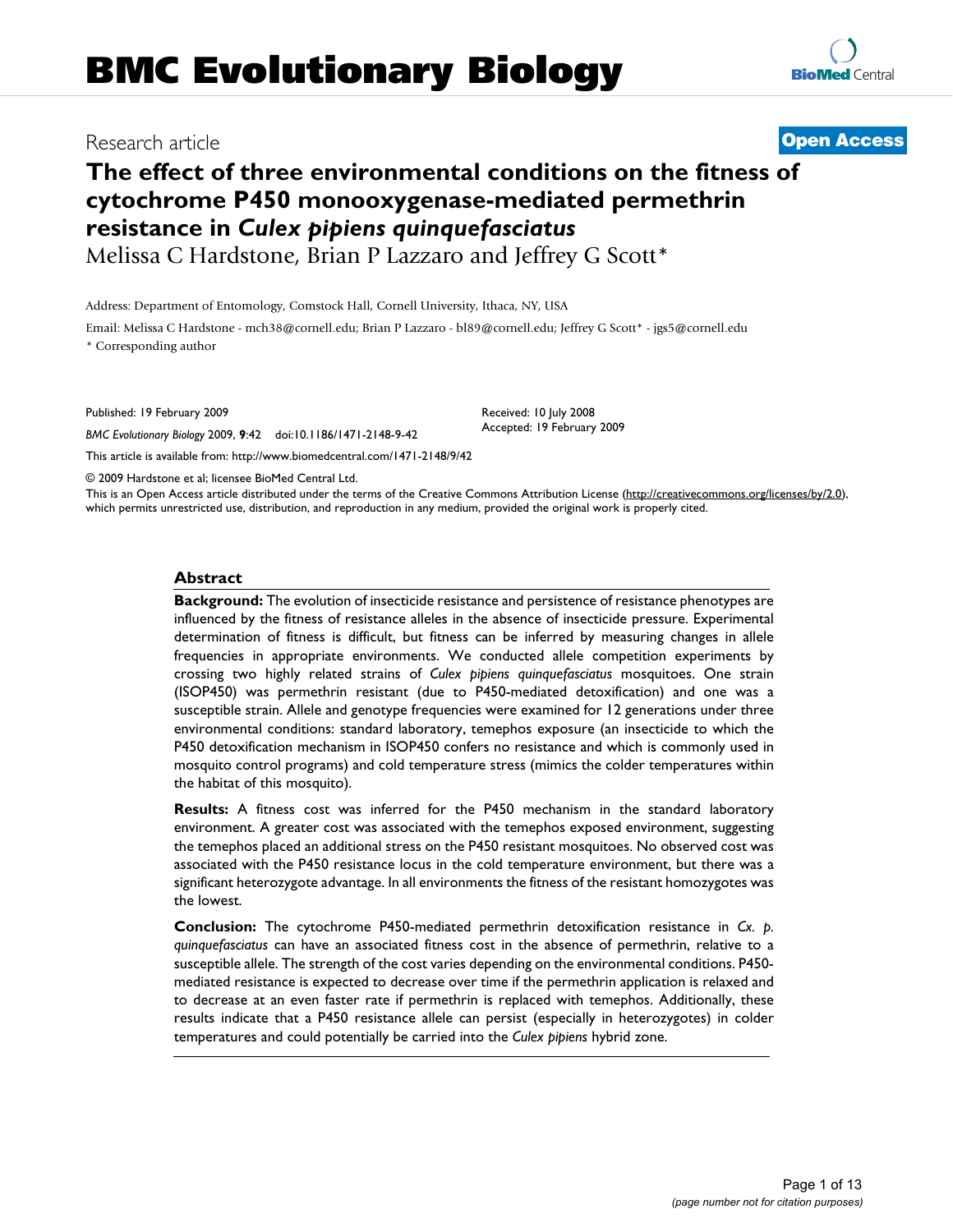# BMC Evolutionary Biology

Research article **Open Access**

# The effect of three environmental conditions on the fitness of cytochrome P450 monooxygenase-mediated permethrin resistance in *Culex pipiens quinquefasciatus*

Melissa C Hardstone, Brian P Lazzaro and Jeffrey G Scott*

Address: Department of Entomology, Comstock Hall, Cornell University, Ithaca, NY, USA

Email: Melissa C Hardstone - mch38@cornell.edu; Brian P Lazzaro - bl89@cornell.edu; Jeffrey G Scott* - jgs5@cornell.edu

\* Corresponding author

Published: 19 February 2009

*BMC Evolutionary Biology* 2009, **9**:42 doi:10.1186/1471-2148-9-42

Received: 10 July 2008
Accepted: 19 February 2009

This article is available from: http://www.biomedcentral.com/1471-2148/9/42

© 2009 Hardstone et al; licensee BioMed Central Ltd.

This is an Open Access article distributed under the terms of the Creative Commons Attribution License (http://creativecommons.org/licenses/by/2.0), which permits unrestricted use, distribution, and reproduction in any medium, provided the original work is properly cited.

## Abstract

**Background:** The evolution of insecticide resistance and persistence of resistance phenotypes are influenced by the fitness of resistance alleles in the absence of insecticide pressure. Experimental determination of fitness is difficult, but fitness can be inferred by measuring changes in allele frequencies in appropriate environments. We conducted allele competition experiments by crossing two highly related strains of *Culex pipiens quinquefasciatus* mosquitoes. One strain (ISOP450) was permethrin resistant (due to P450-mediated detoxification) and one was a susceptible strain. Allele and genotype frequencies were examined for 12 generations under three environmental conditions: standard laboratory, temephos exposure (an insecticide to which the P450 detoxification mechanism in ISOP450 confers no resistance and which is commonly used in mosquito control programs) and cold temperature stress (mimics the colder temperatures within the habitat of this mosquito).

**Results:** A fitness cost was inferred for the P450 mechanism in the standard laboratory environment. A greater cost was associated with the temephos exposed environment, suggesting the temephos placed an additional stress on the P450 resistant mosquitoes. No observed cost was associated with the P450 resistance locus in the cold temperature environment, but there was a significant heterozygote advantage. In all environments the fitness of the resistant homozygotes was the lowest.

**Conclusion:** The cytochrome P450-mediated permethrin detoxification resistance in *Cx. p. quinquefasciatus* can have an associated fitness cost in the absence of permethrin, relative to a susceptible allele. The strength of the cost varies depending on the environmental conditions. P450-mediated resistance is expected to decrease over time if the permethrin application is relaxed and to decrease at an even faster rate if permethrin is replaced with temephos. Additionally, these results indicate that a P450 resistance allele can persist (especially in heterozygotes) in colder temperatures and could potentially be carried into the *Culex pipiens* hybrid zone.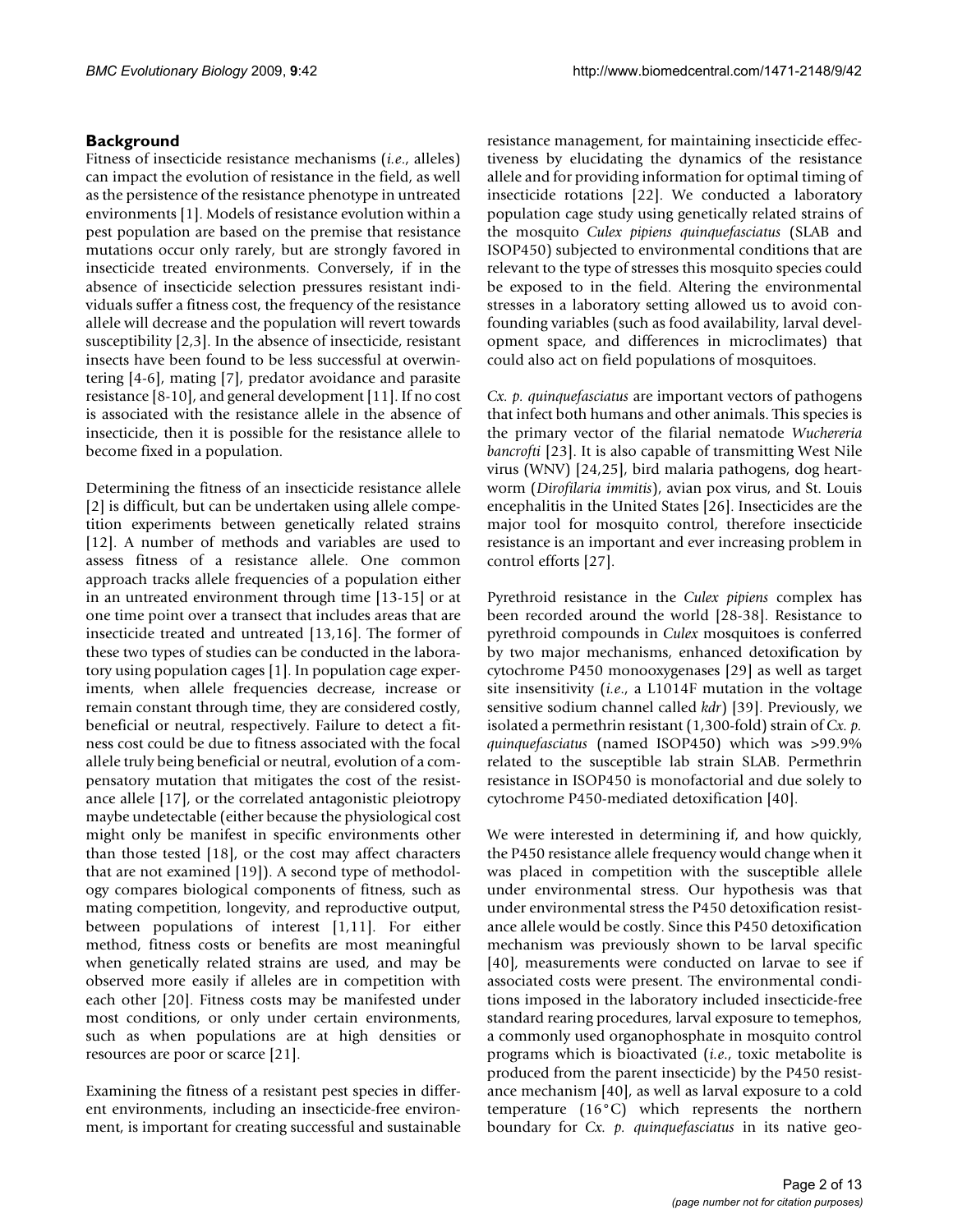## Background

Fitness of insecticide resistance mechanisms (*i.e.*, alleles) can impact the evolution of resistance in the field, as well as the persistence of the resistance phenotype in untreated environments [1]. Models of resistance evolution within a pest population are based on the premise that resistance mutations occur only rarely, but are strongly favored in insecticide treated environments. Conversely, if in the absence of insecticide selection pressures resistant individuals suffer a fitness cost, the frequency of the resistance allele will decrease and the population will revert towards susceptibility [2,3]. In the absence of insecticide, resistant insects have been found to be less successful at overwintering [4-6], mating [7], predator avoidance and parasite resistance [8-10], and general development [11]. If no cost is associated with the resistance allele in the absence of insecticide, then it is possible for the resistance allele to become fixed in a population.

Determining the fitness of an insecticide resistance allele [2] is difficult, but can be undertaken using allele competition experiments between genetically related strains [12]. A number of methods and variables are used to assess fitness of a resistance allele. One common approach tracks allele frequencies of a population either in an untreated environment through time [13-15] or at one time point over a transect that includes areas that are insecticide treated and untreated [13,16]. The former of these two types of studies can be conducted in the laboratory using population cages [1]. In population cage experiments, when allele frequencies decrease, increase or remain constant through time, they are considered costly, beneficial or neutral, respectively. Failure to detect a fitness cost could be due to fitness associated with the focal allele truly being beneficial or neutral, evolution of a compensatory mutation that mitigates the cost of the resistance allele [17], or the correlated antagonistic pleiotropy maybe undetectable (either because the physiological cost might only be manifest in specific environments other than those tested [18], or the cost may affect characters that are not examined [19]). A second type of methodology compares biological components of fitness, such as mating competition, longevity, and reproductive output, between populations of interest [1,11]. For either method, fitness costs or benefits are most meaningful when genetically related strains are used, and may be observed more easily if alleles are in competition with each other [20]. Fitness costs may be manifested under most conditions, or only under certain environments, such as when populations are at high densities or resources are poor or scarce [21].

Examining the fitness of a resistant pest species in different environments, including an insecticide-free environment, is important for creating successful and sustainable resistance management, for maintaining insecticide effectiveness by elucidating the dynamics of the resistance allele and for providing information for optimal timing of insecticide rotations [22]. We conducted a laboratory population cage study using genetically related strains of the mosquito *Culex pipiens quinquefasciatus* (SLAB and ISOP450) subjected to environmental conditions that are relevant to the type of stresses this mosquito species could be exposed to in the field. Altering the environmental stresses in a laboratory setting allowed us to avoid confounding variables (such as food availability, larval development space, and differences in microclimates) that could also act on field populations of mosquitoes.

*Cx. p. quinquefasciatus* are important vectors of pathogens that infect both humans and other animals. This species is the primary vector of the filarial nematode *Wuchereria bancrofti* [23]. It is also capable of transmitting West Nile virus (WNV) [24,25], bird malaria pathogens, dog heartworm (*Dirofilaria immitis*), avian pox virus, and St. Louis encephalitis in the United States [26]. Insecticides are the major tool for mosquito control, therefore insecticide resistance is an important and ever increasing problem in control efforts [27].

Pyrethroid resistance in the *Culex pipiens* complex has been recorded around the world [28-38]. Resistance to pyrethroid compounds in *Culex* mosquitoes is conferred by two major mechanisms, enhanced detoxification by cytochrome P450 monooxygenases [29] as well as target site insensitivity (*i.e.*, a L1014F mutation in the voltage sensitive sodium channel called *kdr*) [39]. Previously, we isolated a permethrin resistant (1,300-fold) strain of *Cx. p. quinquefasciatus* (named ISOP450) which was >99.9% related to the susceptible lab strain SLAB. Permethrin resistance in ISOP450 is monofactorial and due solely to cytochrome P450-mediated detoxification [40].

We were interested in determining if, and how quickly, the P450 resistance allele frequency would change when it was placed in competition with the susceptible allele under environmental stress. Our hypothesis was that under environmental stress the P450 detoxification resistance allele would be costly. Since this P450 detoxification mechanism was previously shown to be larval specific [40], measurements were conducted on larvae to see if associated costs were present. The environmental conditions imposed in the laboratory included insecticide-free standard rearing procedures, larval exposure to temephos, a commonly used organophosphate in mosquito control programs which is bioactivated (*i.e.*, toxic metabolite is produced from the parent insecticide) by the P450 resistance mechanism [40], as well as larval exposure to a cold temperature (16°C) which represents the northern boundary for *Cx. p. quinquefasciatus* in its native geo-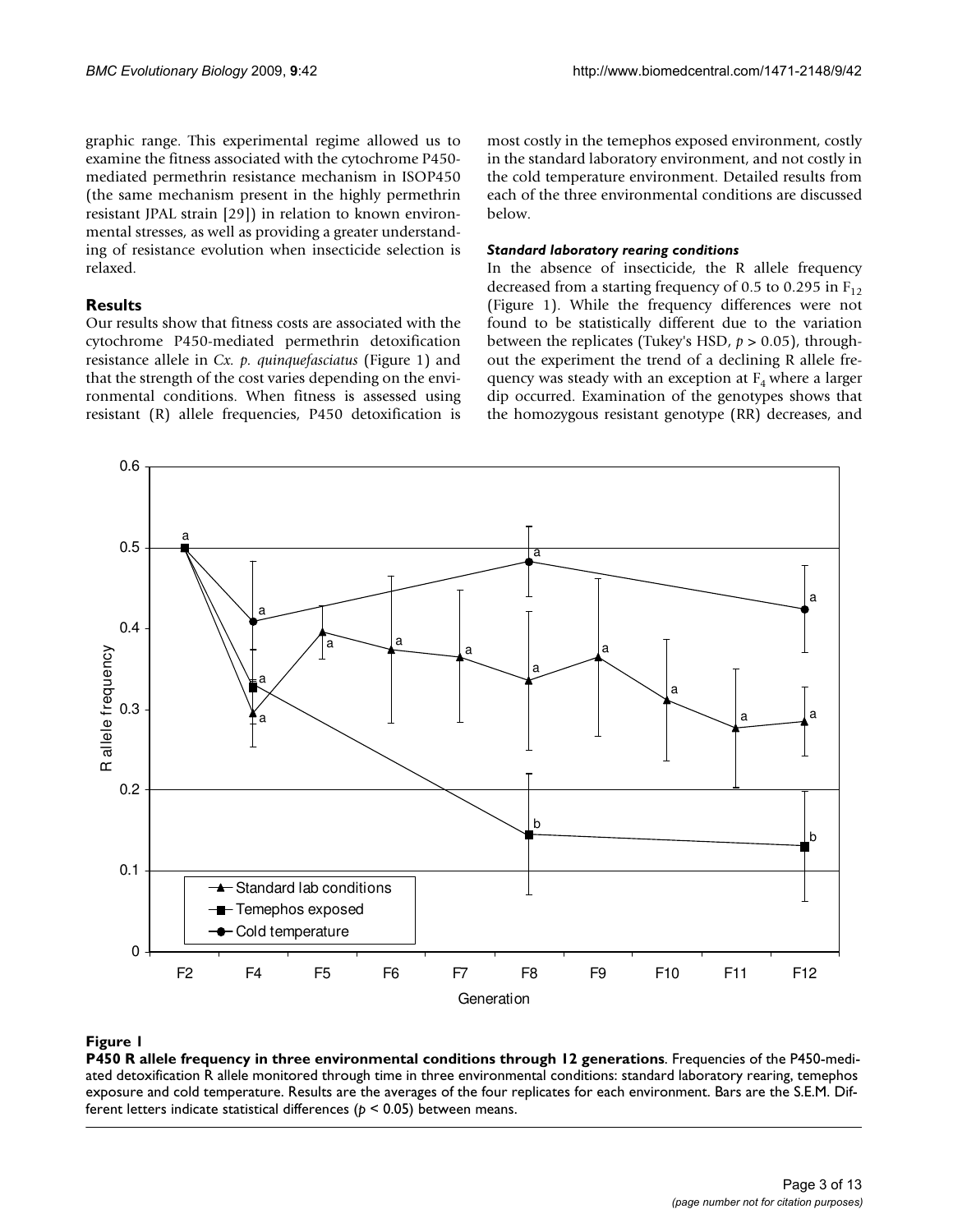graphic range. This experimental regime allowed us to examine the fitness associated with the cytochrome P450-mediated permethrin resistance mechanism in ISOP450 (the same mechanism present in the highly permethrin resistant JPAL strain [29]) in relation to known environmental stresses, as well as providing a greater understanding of resistance evolution when insecticide selection is relaxed.

## Results

Our results show that fitness costs are associated with the cytochrome P450-mediated permethrin detoxification resistance allele in *Cx. p. quinquefasciatus* (Figure 1) and that the strength of the cost varies depending on the environmental conditions. When fitness is assessed using resistant (R) allele frequencies, P450 detoxification is most costly in the temephos exposed environment, costly in the standard laboratory environment, and not costly in the cold temperature environment. Detailed results from each of the three environmental conditions are discussed below.

### *Standard laboratory rearing conditions*

In the absence of insecticide, the R allele frequency decreased from a starting frequency of 0.5 to 0.295 in $F_{12}$ (Figure 1). While the frequency differences were not found to be statistically different due to the variation between the replicates (Tukey's HSD, $p > 0.05$), throughout the experiment the trend of a declining R allele frequency was steady with an exception at $F_4$ where a larger dip occurred. Examination of the genotypes shows that the homozygous resistant genotype (RR) decreases, and

**Figure 1**

**P450 R allele frequency in three environmental conditions through 12 generations**. Frequencies of the P450-mediated detoxification R allele monitored through time in three environmental conditions: standard laboratory rearing, temephos exposure and cold temperature. Results are the averages of the four replicates for each environment. Bars are the S.E.M. Different letters indicate statistical differences ($p < 0.05$) between means.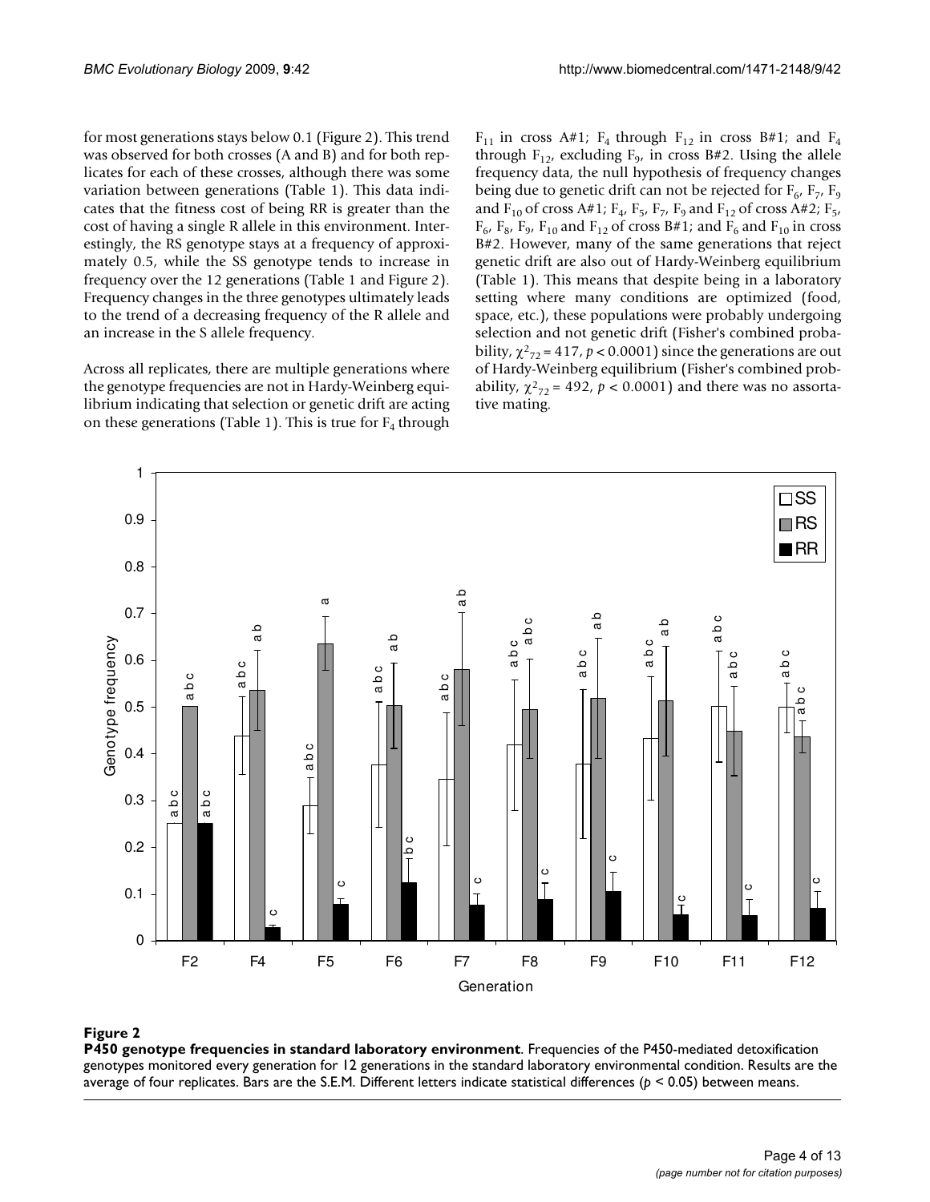for most generations stays below 0.1 (Figure 2). This trend was observed for both crosses (A and B) and for both replicates for each of these crosses, although there was some variation between generations (Table 1). This data indicates that the fitness cost of being RR is greater than the cost of having a single R allele in this environment. Interestingly, the RS genotype stays at a frequency of approximately 0.5, while the SS genotype tends to increase in frequency over the 12 generations (Table 1 and Figure 2). Frequency changes in the three genotypes ultimately leads to the trend of a decreasing frequency of the R allele and an increase in the S allele frequency.

Across all replicates, there are multiple generations where the genotype frequencies are not in Hardy-Weinberg equilibrium indicating that selection or genetic drift are acting on these generations (Table 1). This is true for $F_4$ through $F_{11}$ in cross A#1; $F_4$ through $F_{12}$ in cross B#1; and $F_4$ through $F_{12}$, excluding $F_9$, in cross B#2. Using the allele frequency data, the null hypothesis of frequency changes being due to genetic drift can not be rejected for $F_6$, $F_7$, $F_9$ and $F_{10}$ of cross A#1; $F_4$, $F_5$, $F_7$, $F_9$ and $F_{12}$ of cross A#2; $F_5$, $F_6$, $F_8$, $F_9$, $F_{10}$ and $F_{12}$ of cross B#1; and $F_6$ and $F_{10}$ in cross B#2. However, many of the same generations that reject genetic drift are also out of Hardy-Weinberg equilibrium (Table 1). This means that despite being in a laboratory setting where many conditions are optimized (food, space, etc.), these populations were probably undergoing selection and not genetic drift (Fisher's combined probability, $\chi^2_{72} = 417$, $p < 0.0001$) since the generations are out of Hardy-Weinberg equilibrium (Fisher's combined probability, $\chi^2_{72} = 492$, $p < 0.0001$) and there was no assortative mating.

**Figure 2**

**P450 genotype frequencies in standard laboratory environment**. Frequencies of the P450-mediated detoxification genotypes monitored every generation for 12 generations in the standard laboratory environmental condition. Results are the average of four replicates. Bars are the S.E.M. Different letters indicate statistical differences ($p < 0.05$) between means.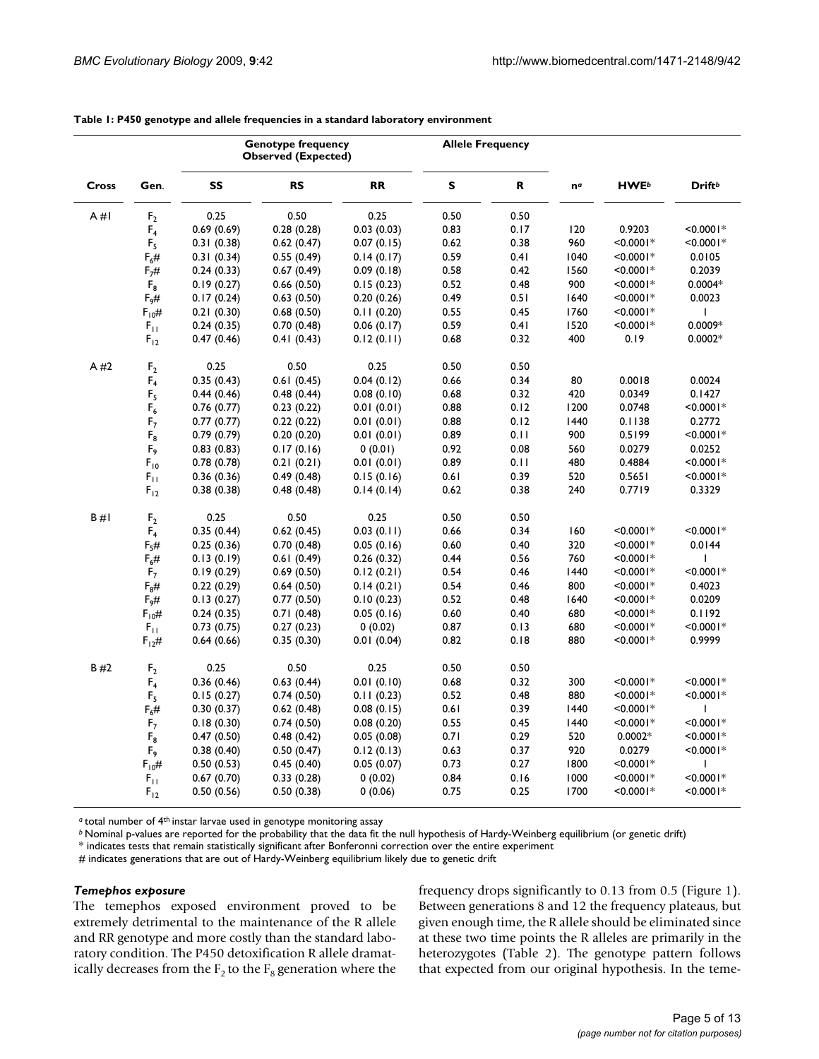**Table 1: P450 genotype and allele frequencies in a standard laboratory environment**

| Cross | Gen. | Genotype frequency Observed (Expected) | | | Allele Frequency | | | | |
|---|---|---|---|---|---|---|---|---|---|
| | | SS | RS | RR | S | R | n[a] | HWE[b] | Drift[b] |
| A #1 | $F_2$ | 0.25 | 0.50 | 0.25 | 0.50 | 0.50 | | | |
| | $F_4$ | 0.69 (0.69) | 0.28 (0.28) | 0.03 (0.03) | 0.83 | 0.17 | 120 | 0.9203 | <0.0001* |
| | $F_5$ | 0.31 (0.38) | 0.62 (0.47) | 0.07 (0.15) | 0.62 | 0.38 | 960 | <0.0001* | <0.0001* |
| | $F_6$# | 0.31 (0.34) | 0.55 (0.49) | 0.14 (0.17) | 0.59 | 0.41 | 1040 | <0.0001* | 0.0105 |
| | $F_7$# | 0.24 (0.33) | 0.67 (0.49) | 0.09 (0.18) | 0.58 | 0.42 | 1560 | <0.0001* | 0.2039 |
| | $F_8$ | 0.19 (0.27) | 0.66 (0.50) | 0.15 (0.23) | 0.52 | 0.48 | 900 | <0.0001* | 0.0004* |
| | $F_9$# | 0.17 (0.24) | 0.63 (0.50) | 0.20 (0.26) | 0.49 | 0.51 | 1640 | <0.0001* | 0.0023 |
| | $F_{10}$# | 0.21 (0.30) | 0.68 (0.50) | 0.11 (0.20) | 0.55 | 0.45 | 1760 | <0.0001* | 1 |
| | $F_{11}$ | 0.24 (0.35) | 0.70 (0.48) | 0.06 (0.17) | 0.59 | 0.41 | 1520 | <0.0001* | 0.0009* |
| | $F_{12}$ | 0.47 (0.46) | 0.41 (0.43) | 0.12 (0.11) | 0.68 | 0.32 | 400 | 0.19 | 0.0002* |
| A #2 | $F_2$ | 0.25 | 0.50 | 0.25 | 0.50 | 0.50 | | | |
| | $F_4$ | 0.35 (0.43) | 0.61 (0.45) | 0.04 (0.12) | 0.66 | 0.34 | 80 | 0.0018 | 0.0024 |
| | $F_5$ | 0.44 (0.46) | 0.48 (0.44) | 0.08 (0.10) | 0.68 | 0.32 | 420 | 0.0349 | 0.1427 |
| | $F_6$ | 0.76 (0.77) | 0.23 (0.22) | 0.01 (0.01) | 0.88 | 0.12 | 1200 | 0.0748 | <0.0001* |
| | $F_7$ | 0.77 (0.77) | 0.22 (0.22) | 0.01 (0.01) | 0.88 | 0.12 | 1440 | 0.1138 | 0.2772 |
| | $F_8$ | 0.79 (0.79) | 0.20 (0.20) | 0.01 (0.01) | 0.89 | 0.11 | 900 | 0.5199 | <0.0001* |
| | $F_9$ | 0.83 (0.83) | 0.17 (0.16) | 0 (0.01) | 0.92 | 0.08 | 560 | 0.0279 | 0.0252 |
| | $F_{10}$ | 0.78 (0.78) | 0.21 (0.21) | 0.01 (0.01) | 0.89 | 0.11 | 480 | 0.4884 | <0.0001* |
| | $F_{11}$ | 0.36 (0.36) | 0.49 (0.48) | 0.15 (0.16) | 0.61 | 0.39 | 520 | 0.5651 | <0.0001* |
| | $F_{12}$ | 0.38 (0.38) | 0.48 (0.48) | 0.14 (0.14) | 0.62 | 0.38 | 240 | 0.7719 | 0.3329 |
| B #1 | $F_2$ | 0.25 | 0.50 | 0.25 | 0.50 | 0.50 | | | |
| | $F_4$ | 0.35 (0.44) | 0.62 (0.45) | 0.03 (0.11) | 0.66 | 0.34 | 160 | <0.0001* | <0.0001* |
| | $F_5$# | 0.25 (0.36) | 0.70 (0.48) | 0.05 (0.16) | 0.60 | 0.40 | 320 | <0.0001* | 0.0144 |
| | $F_6$# | 0.13 (0.19) | 0.61 (0.49) | 0.26 (0.32) | 0.44 | 0.56 | 760 | <0.0001* | 1 |
| | $F_7$ | 0.19 (0.29) | 0.69 (0.50) | 0.12 (0.21) | 0.54 | 0.46 | 1440 | <0.0001* | <0.0001* |
| | $F_8$# | 0.22 (0.29) | 0.64 (0.50) | 0.14 (0.21) | 0.54 | 0.46 | 800 | <0.0001* | 0.4023 |
| | $F_9$# | 0.13 (0.27) | 0.77 (0.50) | 0.10 (0.23) | 0.52 | 0.48 | 1640 | <0.0001* | 0.0209 |
| | $F_{10}$# | 0.24 (0.35) | 0.71 (0.48) | 0.05 (0.16) | 0.60 | 0.40 | 680 | <0.0001* | 0.1192 |
| | $F_{11}$ | 0.73 (0.75) | 0.27 (0.23) | 0 (0.02) | 0.87 | 0.13 | 680 | <0.0001* | <0.0001* |
| | $F_{12}$# | 0.64 (0.66) | 0.35 (0.30) | 0.01 (0.04) | 0.82 | 0.18 | 880 | <0.0001* | 0.9999 |
| B #2 | $F_2$ | 0.25 | 0.50 | 0.25 | 0.50 | 0.50 | | | |
| | $F_4$ | 0.36 (0.46) | 0.63 (0.44) | 0.01 (0.10) | 0.68 | 0.32 | 300 | <0.0001* | <0.0001* |
| | $F_5$ | 0.15 (0.27) | 0.74 (0.50) | 0.11 (0.23) | 0.52 | 0.48 | 880 | <0.0001* | <0.0001* |
| | $F_6$# | 0.30 (0.37) | 0.62 (0.48) | 0.08 (0.15) | 0.61 | 0.39 | 1440 | <0.0001* | 1 |
| | $F_7$ | 0.18 (0.30) | 0.74 (0.50) | 0.08 (0.20) | 0.55 | 0.45 | 1440 | <0.0001* | <0.0001* |
| | $F_8$ | 0.47 (0.50) | 0.48 (0.42) | 0.05 (0.08) | 0.71 | 0.29 | 520 | 0.0002* | <0.0001* |
| | $F_9$ | 0.38 (0.40) | 0.50 (0.47) | 0.12 (0.13) | 0.63 | 0.37 | 920 | 0.0279 | <0.0001* |
| | $F_{10}$# | 0.50 (0.53) | 0.45 (0.40) | 0.05 (0.07) | 0.73 | 0.27 | 1800 | <0.0001* | 1 |
| | $F_{11}$ | 0.67 (0.70) | 0.33 (0.28) | 0 (0.02) | 0.84 | 0.16 | 1000 | <0.0001* | <0.0001* |
| | $F_{12}$ | 0.50 (0.56) | 0.50 (0.38) | 0 (0.06) | 0.75 | 0.25 | 1700 | <0.0001* | <0.0001* |

[a] total number of 4[th] instar larvae used in genotype monitoring assay
[b] Nominal p-values are reported for the probability that the data fit the null hypothesis of Hardy-Weinberg equilibrium (or genetic drift)
* indicates tests that remain statistically significant after Bonferonni correction over the entire experiment
# indicates generations that are out of Hardy-Weinberg equilibrium likely due to genetic drift

### *Temephos exposure*

The temephos exposed environment proved to be extremely detrimental to the maintenance of the R allele and RR genotype and more costly than the standard laboratory condition. The P450 detoxification R allele dramatically decreases from the $F_2$ to the $F_8$ generation where the frequency drops significantly to 0.13 from 0.5 (Figure 1). Between generations 8 and 12 the frequency plateaus, but given enough time, the R allele should be eliminated since at these two time points the R alleles are primarily in the heterozygotes (Table 2). The genotype pattern follows that expected from our original hypothesis. In the teme-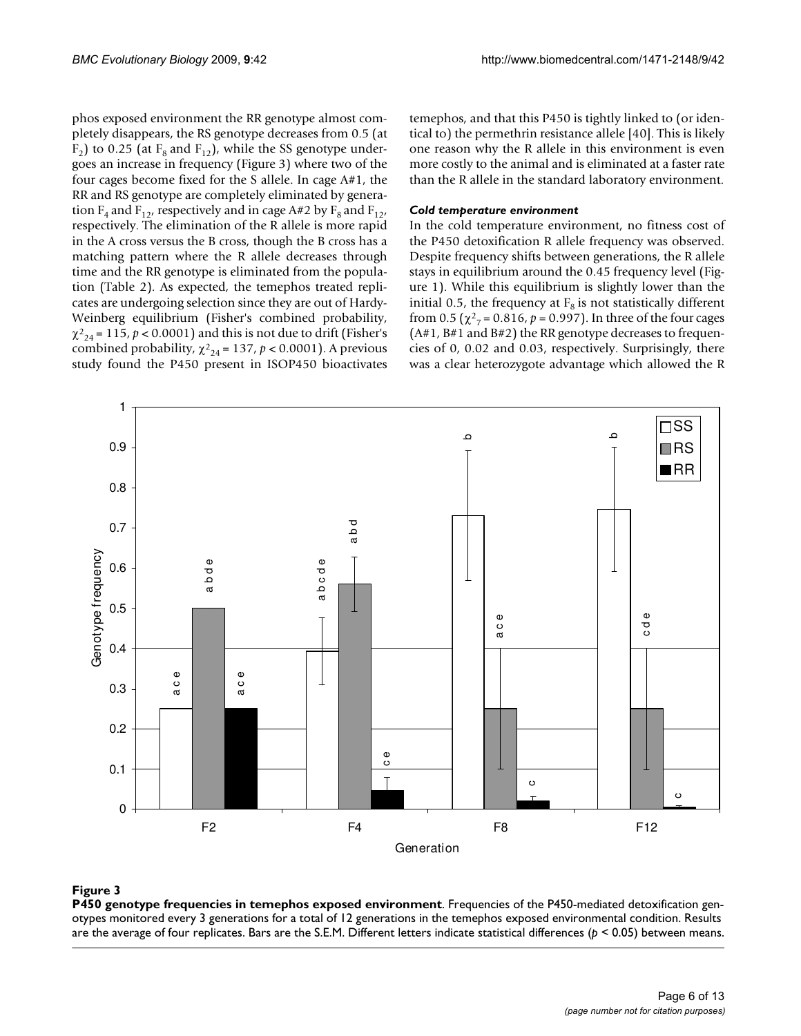phos exposed environment the RR genotype almost completely disappears, the RS genotype decreases from 0.5 (at $F_2$) to 0.25 (at $F_8$ and $F_{12}$), while the SS genotype undergoes an increase in frequency (Figure 3) where two of the four cages become fixed for the S allele. In cage A#1, the RR and RS genotype are completely eliminated by generation $F_4$ and $F_{12}$, respectively and in cage A#2 by $F_8$ and $F_{12}$, respectively. The elimination of the R allele is more rapid in the A cross versus the B cross, though the B cross has a matching pattern where the R allele decreases through time and the RR genotype is eliminated from the population (Table 2). As expected, the temephos treated replicates are undergoing selection since they are out of Hardy-Weinberg equilibrium (Fisher's combined probability, $\chi^2_{24} = 115$, $p < 0.0001$) and this is not due to drift (Fisher's combined probability, $\chi^2_{24} = 137$, $p < 0.0001$). A previous study found the P450 present in ISOP450 bioactivates temephos, and that this P450 is tightly linked to (or identical to) the permethrin resistance allele [40]. This is likely one reason why the R allele in this environment is even more costly to the animal and is eliminated at a faster rate than the R allele in the standard laboratory environment.

### *Cold temperature environment*

In the cold temperature environment, no fitness cost of the P450 detoxification R allele frequency was observed. Despite frequency shifts between generations, the R allele stays in equilibrium around the 0.45 frequency level (Figure 1). While this equilibrium is slightly lower than the initial 0.5, the frequency at $F_8$ is not statistically different from 0.5 ($\chi^2_7 = 0.816$, $p = 0.997$). In three of the four cages (A#1, B#1 and B#2) the RR genotype decreases to frequencies of 0, 0.02 and 0.03, respectively. Surprisingly, there was a clear heterozygote advantage which allowed the R

**Figure 3**

**P450 genotype frequencies in temephos exposed environment**. Frequencies of the P450-mediated detoxification genotypes monitored every 3 generations for a total of 12 generations in the temephos exposed environmental condition. Results are the average of four replicates. Bars are the S.E.M. Different letters indicate statistical differences ($p < 0.05$) between means.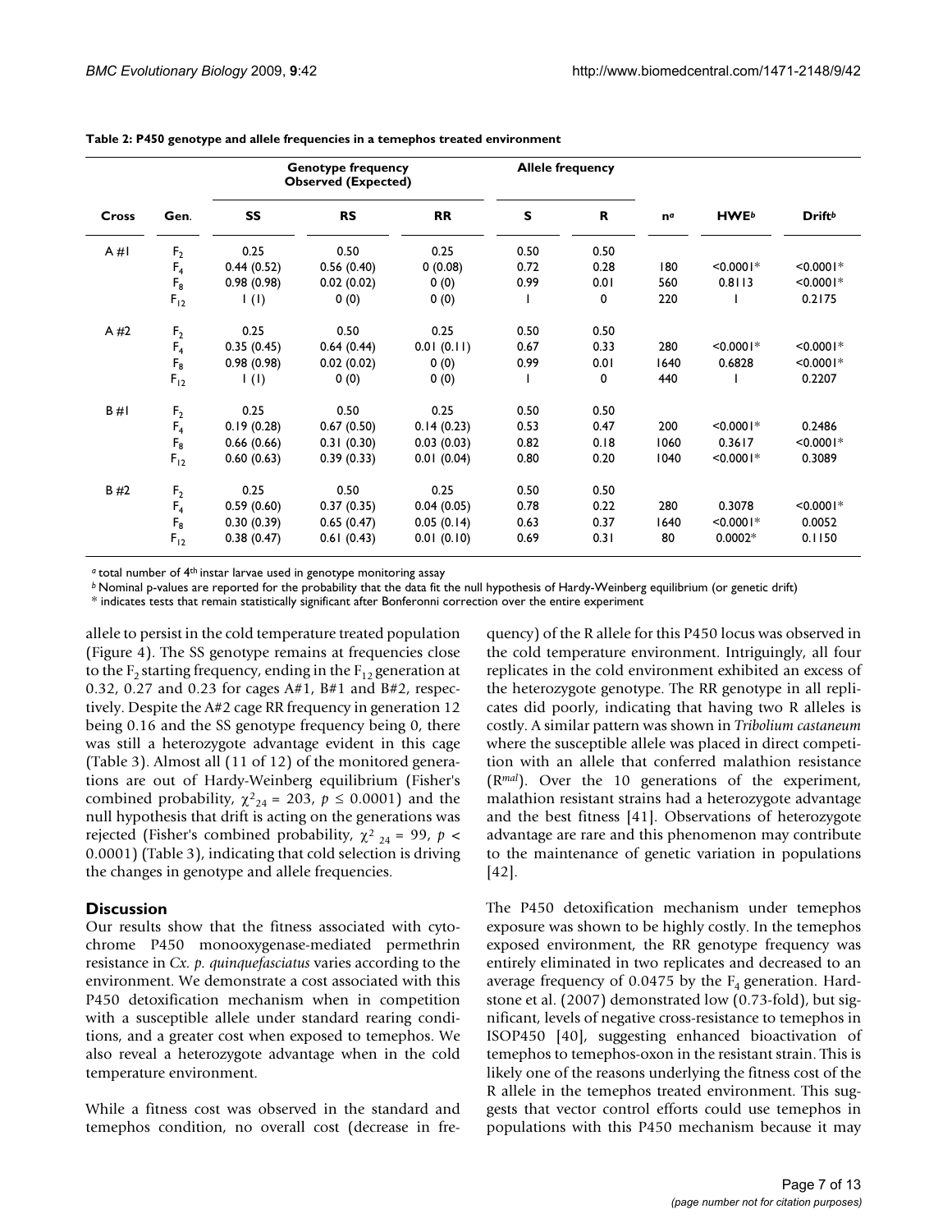**Table 2: P450 genotype and allele frequencies in a temephos treated environment**

| Cross | Gen. | Genotype frequency Observed (Expected) | | | Allele frequency | | n[a] | HWE[b] | Drift[b] |
|---|---|---|---|---|---|---|---|---|---|
| | | SS | RS | RR | S | R | | | |
| A #1 | $F_2$ | 0.25 | 0.50 | 0.25 | 0.50 | 0.50 | | | |
| | $F_4$ | 0.44 (0.52) | 0.56 (0.40) | 0 (0.08) | 0.72 | 0.28 | 180 | <0.0001* | <0.0001* |
| | $F_8$ | 0.98 (0.98) | 0.02 (0.02) | 0 (0) | 0.99 | 0.01 | 560 | 0.8113 | <0.0001* |
| | $F_{12}$ | 1 (1) | 0 (0) | 0 (0) | 1 | 0 | 220 | 1 | 0.2175 |
| A #2 | $F_2$ | 0.25 | 0.50 | 0.25 | 0.50 | 0.50 | | | |
| | $F_4$ | 0.35 (0.45) | 0.64 (0.44) | 0.01 (0.11) | 0.67 | 0.33 | 280 | <0.0001* | <0.0001* |
| | $F_8$ | 0.98 (0.98) | 0.02 (0.02) | 0 (0) | 0.99 | 0.01 | 1640 | 0.6828 | <0.0001* |
| | $F_{12}$ | 1 (1) | 0 (0) | 0 (0) | 1 | 0 | 440 | 1 | 0.2207 |
| B #1 | $F_2$ | 0.25 | 0.50 | 0.25 | 0.50 | 0.50 | | | |
| | $F_4$ | 0.19 (0.28) | 0.67 (0.50) | 0.14 (0.23) | 0.53 | 0.47 | 200 | <0.0001* | 0.2486 |
| | $F_8$ | 0.66 (0.66) | 0.31 (0.30) | 0.03 (0.03) | 0.82 | 0.18 | 1060 | 0.3617 | <0.0001* |
| | $F_{12}$ | 0.60 (0.63) | 0.39 (0.33) | 0.01 (0.04) | 0.80 | 0.20 | 1040 | <0.0001* | 0.3089 |
| B #2 | $F_2$ | 0.25 | 0.50 | 0.25 | 0.50 | 0.50 | | | |
| | $F_4$ | 0.59 (0.60) | 0.37 (0.35) | 0.04 (0.05) | 0.78 | 0.22 | 280 | 0.3078 | <0.0001* |
| | $F_8$ | 0.30 (0.39) | 0.65 (0.47) | 0.05 (0.14) | 0.63 | 0.37 | 1640 | <0.0001* | 0.0052 |
| | $F_{12}$ | 0.38 (0.47) | 0.61 (0.43) | 0.01 (0.10) | 0.69 | 0.31 | 80 | 0.0002* | 0.1150 |

[a] total number of 4th instar larvae used in genotype monitoring assay
[b] Nominal p-values are reported for the probability that the data fit the null hypothesis of Hardy-Weinberg equilibrium (or genetic drift)
* indicates tests that remain statistically significant after Bonferonni correction over the entire experiment

allele to persist in the cold temperature treated population (Figure 4). The SS genotype remains at frequencies close to the $F_2$ starting frequency, ending in the $F_{12}$ generation at 0.32, 0.27 and 0.23 for cages A#1, B#1 and B#2, respectively. Despite the A#2 cage RR frequency in generation 12 being 0.16 and the SS genotype frequency being 0, there was still a heterozygote advantage evident in this cage (Table 3). Almost all (11 of 12) of the monitored generations are out of Hardy-Weinberg equilibrium (Fisher's combined probability, $\chi^2_{24} = 203$, $p \leq 0.0001$) and the null hypothesis that drift is acting on the generations was rejected (Fisher's combined probability, $\chi^2_{24} = 99$, $p < 0.0001$) (Table 3), indicating that cold selection is driving the changes in genotype and allele frequencies.

## Discussion

Our results show that the fitness associated with cytochrome P450 monooxygenase-mediated permethrin resistance in *Cx. p. quinquefasciatus* varies according to the environment. We demonstrate a cost associated with this P450 detoxification mechanism when in competition with a susceptible allele under standard rearing conditions, and a greater cost when exposed to temephos. We also reveal a heterozygote advantage when in the cold temperature environment.

While a fitness cost was observed in the standard and temephos condition, no overall cost (decrease in frequency) of the R allele for this P450 locus was observed in the cold temperature environment. Intriguingly, all four replicates in the cold environment exhibited an excess of the heterozygote genotype. The RR genotype in all replicates did poorly, indicating that having two R alleles is costly. A similar pattern was shown in *Tribolium castaneum* where the susceptible allele was placed in direct competition with an allele that conferred malathion resistance ($R^{mal}$). Over the 10 generations of the experiment, malathion resistant strains had a heterozygote advantage and the best fitness [41]. Observations of heterozygote advantage are rare and this phenomenon may contribute to the maintenance of genetic variation in populations [42].

The P450 detoxification mechanism under temephos exposure was shown to be highly costly. In the temephos exposed environment, the RR genotype frequency was entirely eliminated in two replicates and decreased to an average frequency of 0.0475 by the $F_4$ generation. Hardstone et al. (2007) demonstrated low (0.73-fold), but significant, levels of negative cross-resistance to temephos in ISOP450 [40], suggesting enhanced bioactivation of temephos to temephos-oxon in the resistant strain. This is likely one of the reasons underlying the fitness cost of the R allele in the temephos treated environment. This suggests that vector control efforts could use temephos in populations with this P450 mechanism because it may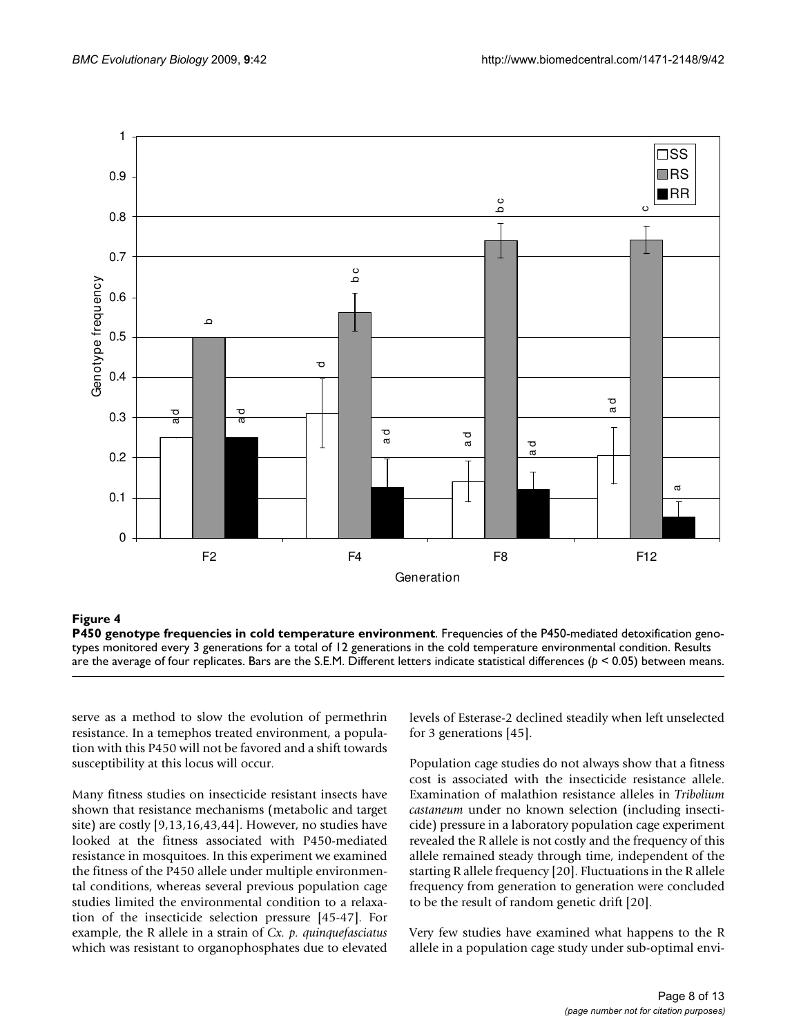**Figure 4**

**P450 genotype frequencies in cold temperature environment**. Frequencies of the P450-mediated detoxification genotypes monitored every 3 generations for a total of 12 generations in the cold temperature environmental condition. Results are the average of four replicates. Bars are the S.E.M. Different letters indicate statistical differences ($p < 0.05$) between means.

serve as a method to slow the evolution of permethrin resistance. In a temephos treated environment, a population with this P450 will not be favored and a shift towards susceptibility at this locus will occur.

Many fitness studies on insecticide resistant insects have shown that resistance mechanisms (metabolic and target site) are costly [9,13,16,43,44]. However, no studies have looked at the fitness associated with P450-mediated resistance in mosquitoes. In this experiment we examined the fitness of the P450 allele under multiple environmental conditions, whereas several previous population cage studies limited the environmental condition to a relaxation of the insecticide selection pressure [45-47]. For example, the R allele in a strain of *Cx. p. quinquefasciatus* which was resistant to organophosphates due to elevated levels of Esterase-2 declined steadily when left unselected for 3 generations [45].

Population cage studies do not always show that a fitness cost is associated with the insecticide resistance allele. Examination of malathion resistance alleles in *Tribolium castaneum* under no known selection (including insecticide) pressure in a laboratory population cage experiment revealed the R allele is not costly and the frequency of this allele remained steady through time, independent of the starting R allele frequency [20]. Fluctuations in the R allele frequency from generation to generation were concluded to be the result of random genetic drift [20].

Very few studies have examined what happens to the R allele in a population cage study under sub-optimal envi-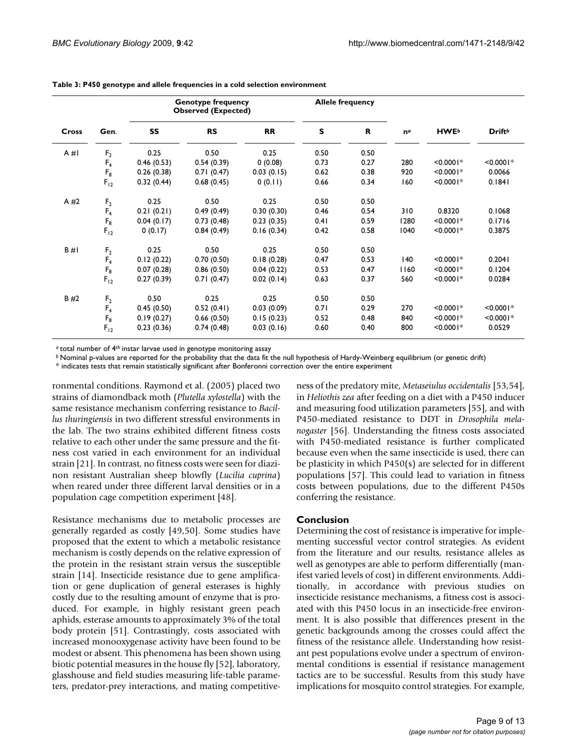**Table 3: P450 genotype and allele frequencies in a cold selection environment**

| Cross | Gen. | Genotype frequency Observed (Expected) | | | Allele frequency | | | | |
|---|---|---|---|---|---|---|---|---|---|
| | | SS | RS | RR | S | R | n[a] | HWE[b] | Drift[b] |
| A #1 | $F_2$ | 0.25 | 0.50 | 0.25 | 0.50 | 0.50 | | | |
| | $F_4$ | 0.46 (0.53) | 0.54 (0.39) | 0 (0.08) | 0.73 | 0.27 | 280 | <0.0001* | <0.0001* |
| | $F_8$ | 0.26 (0.38) | 0.71 (0.47) | 0.03 (0.15) | 0.62 | 0.38 | 920 | <0.0001* | 0.0066 |
| | $F_{12}$ | 0.32 (0.44) | 0.68 (0.45) | 0 (0.11) | 0.66 | 0.34 | 160 | <0.0001* | 0.1841 |
| A #2 | $F_2$ | 0.25 | 0.50 | 0.25 | 0.50 | 0.50 | | | |
| | $F_4$ | 0.21 (0.21) | 0.49 (0.49) | 0.30 (0.30) | 0.46 | 0.54 | 310 | 0.8320 | 0.1068 |
| | $F_8$ | 0.04 (0.17) | 0.73 (0.48) | 0.23 (0.35) | 0.41 | 0.59 | 1280 | <0.0001* | 0.1716 |
| | $F_{12}$ | 0 (0.17) | 0.84 (0.49) | 0.16 (0.34) | 0.42 | 0.58 | 1040 | <0.0001* | 0.3875 |
| B #1 | $F_2$ | 0.25 | 0.50 | 0.25 | 0.50 | 0.50 | | | |
| | $F_4$ | 0.12 (0.22) | 0.70 (0.50) | 0.18 (0.28) | 0.47 | 0.53 | 140 | <0.0001* | 0.2041 |
| | $F_8$ | 0.07 (0.28) | 0.86 (0.50) | 0.04 (0.22) | 0.53 | 0.47 | 1160 | <0.0001* | 0.1204 |
| | $F_{12}$ | 0.27 (0.39) | 0.71 (0.47) | 0.02 (0.14) | 0.63 | 0.37 | 560 | <0.0001* | 0.0284 |
| B #2 | $F_2$ | 0.50 | 0.25 | 0.25 | 0.50 | 0.50 | | | |
| | $F_4$ | 0.45 (0.50) | 0.52 (0.41) | 0.03 (0.09) | 0.71 | 0.29 | 270 | <0.0001* | <0.0001* |
| | $F_8$ | 0.19 (0.27) | 0.66 (0.50) | 0.15 (0.23) | 0.52 | 0.48 | 840 | <0.0001* | <0.0001* |
| | $F_{12}$ | 0.23 (0.36) | 0.74 (0.48) | 0.03 (0.16) | 0.60 | 0.40 | 800 | <0.0001* | 0.0529 |

[a] total number of 4th instar larvae used in genotype monitoring assay

[b] Nominal p-values are reported for the probability that the data fit the null hypothesis of Hardy-Weinberg equilibrium (or genetic drift)

* indicates tests that remain statistically significant after Bonferonni correction over the entire experiment

ronmental conditions. Raymond et al. (2005) placed two strains of diamondback moth (*Plutella xylostella*) with the same resistance mechanism conferring resistance to *Bacillus thuringiensis* in two different stressful environments in the lab. The two strains exhibited different fitness costs relative to each other under the same pressure and the fitness cost varied in each environment for an individual strain [21]. In contrast, no fitness costs were seen for diazinon resistant Australian sheep blowfly (*Lucilia cuprina*) when reared under three different larval densities or in a population cage competition experiment [48].

Resistance mechanisms due to metabolic processes are generally regarded as costly [49,50]. Some studies have proposed that the extent to which a metabolic resistance mechanism is costly depends on the relative expression of the protein in the resistant strain versus the susceptible strain [14]. Insecticide resistance due to gene amplification or gene duplication of general esterases is highly costly due to the resulting amount of enzyme that is produced. For example, in highly resistant green peach aphids, esterase amounts to approximately 3% of the total body protein [51]. Contrastingly, costs associated with increased monooxygenase activity have been found to be modest or absent. This phenomena has been shown using biotic potential measures in the house fly [52], laboratory, glasshouse and field studies measuring life-table parameters, predator-prey interactions, and mating competitiveness of the predatory mite, *Metaseiulus occidentalis* [53,54], in *Heliothis zea* after feeding on a diet with a P450 inducer and measuring food utilization parameters [55], and with P450-mediated resistance to DDT in *Drosophila melanogaster* [56]. Understanding the fitness costs associated with P450-mediated resistance is further complicated because even when the same insecticide is used, there can be plasticity in which P450(s) are selected for in different populations [57]. This could lead to variation in fitness costs between populations, due to the different P450s conferring the resistance.

## Conclusion

Determining the cost of resistance is imperative for implementing successful vector control strategies. As evident from the literature and our results, resistance alleles as well as genotypes are able to perform differentially (manifest varied levels of cost) in different environments. Additionally, in accordance with previous studies on insecticide resistance mechanisms, a fitness cost is associated with this P450 locus in an insecticide-free environment. It is also possible that differences present in the genetic backgrounds among the crosses could affect the fitness of the resistance allele. Understanding how resistant pest populations evolve under a spectrum of environmental conditions is essential if resistance management tactics are to be successful. Results from this study have implications for mosquito control strategies. For example,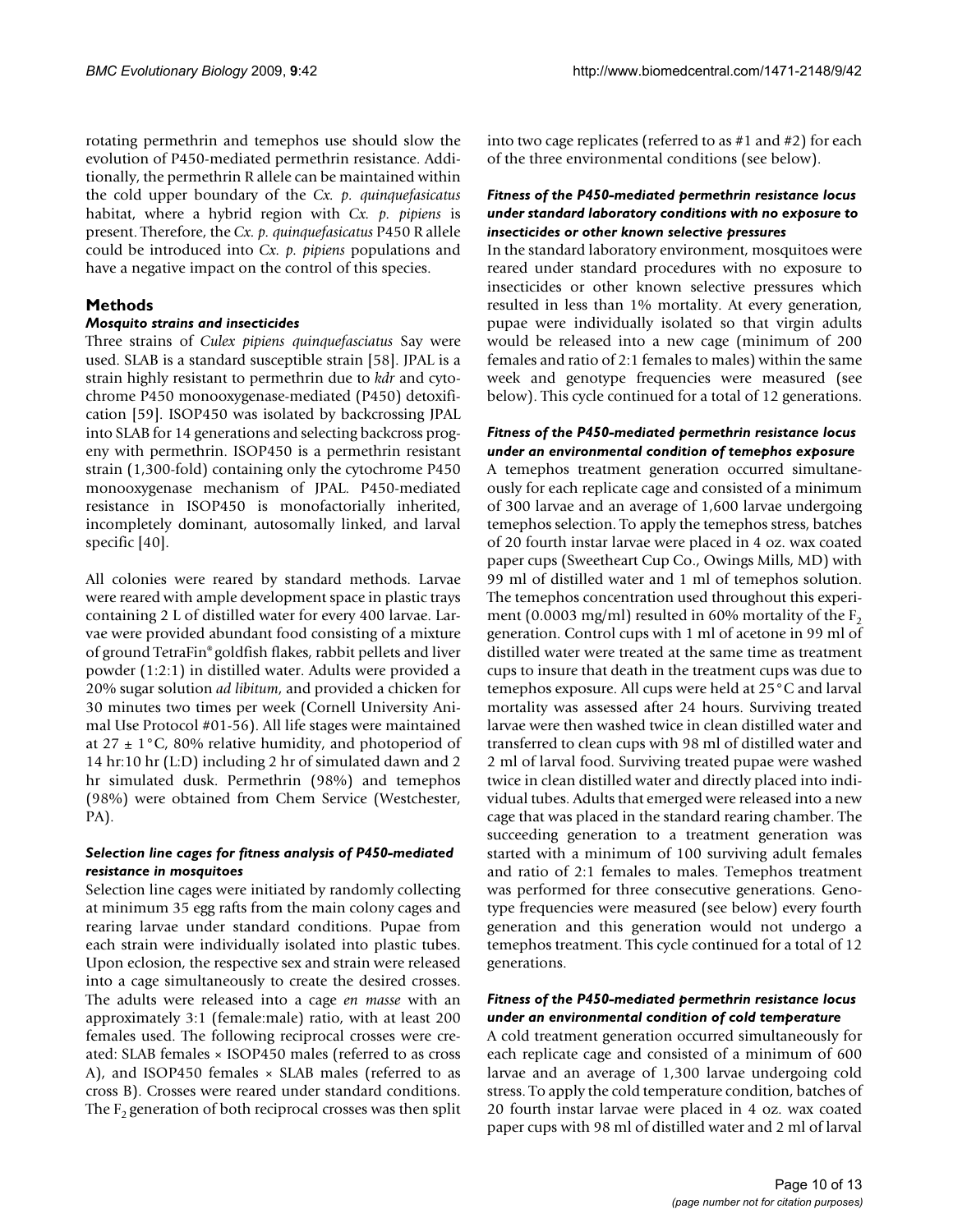rotating permethrin and temephos use should slow the evolution of P450-mediated permethrin resistance. Additionally, the permethrin R allele can be maintained within the cold upper boundary of the *Cx. p. quinquefasicatus* habitat, where a hybrid region with *Cx. p. pipiens* is present. Therefore, the *Cx. p. quinquefasicatus* P450 R allele could be introduced into *Cx. p. pipiens* populations and have a negative impact on the control of this species.

## Methods

### *Mosquito strains and insecticides*

Three strains of *Culex pipiens quinquefasciatus* Say were used. SLAB is a standard susceptible strain [58]. JPAL is a strain highly resistant to permethrin due to *kdr* and cytochrome P450 monooxygenase-mediated (P450) detoxification [59]. ISOP450 was isolated by backcrossing JPAL into SLAB for 14 generations and selecting backcross progeny with permethrin. ISOP450 is a permethrin resistant strain (1,300-fold) containing only the cytochrome P450 monooxygenase mechanism of JPAL. P450-mediated resistance in ISOP450 is monofactorially inherited, incompletely dominant, autosomally linked, and larval specific [40].

All colonies were reared by standard methods. Larvae were reared with ample development space in plastic trays containing 2 L of distilled water for every 400 larvae. Larvae were provided abundant food consisting of a mixture of ground TetraFin® goldfish flakes, rabbit pellets and liver powder (1:2:1) in distilled water. Adults were provided a 20% sugar solution *ad libitum*, and provided a chicken for 30 minutes two times per week (Cornell University Animal Use Protocol #01-56). All life stages were maintained at 27 ± 1°C, 80% relative humidity, and photoperiod of 14 hr:10 hr (L:D) including 2 hr of simulated dawn and 2 hr simulated dusk. Permethrin (98%) and temephos (98%) were obtained from Chem Service (Westchester, PA).

### *Selection line cages for fitness analysis of P450-mediated resistance in mosquitoes*

Selection line cages were initiated by randomly collecting at minimum 35 egg rafts from the main colony cages and rearing larvae under standard conditions. Pupae from each strain were individually isolated into plastic tubes. Upon eclosion, the respective sex and strain were released into a cage simultaneously to create the desired crosses. The adults were released into a cage *en masse* with an approximately 3:1 (female:male) ratio, with at least 200 females used. The following reciprocal crosses were created: SLAB females × ISOP450 males (referred to as cross A), and ISOP450 females × SLAB males (referred to as cross B). Crosses were reared under standard conditions. The $F_2$ generation of both reciprocal crosses was then split into two cage replicates (referred to as #1 and #2) for each of the three environmental conditions (see below).

### *Fitness of the P450-mediated permethrin resistance locus under standard laboratory conditions with no exposure to insecticides or other known selective pressures*

In the standard laboratory environment, mosquitoes were reared under standard procedures with no exposure to insecticides or other known selective pressures which resulted in less than 1% mortality. At every generation, pupae were individually isolated so that virgin adults would be released into a new cage (minimum of 200 females and ratio of 2:1 females to males) within the same week and genotype frequencies were measured (see below). This cycle continued for a total of 12 generations.

### *Fitness of the P450-mediated permethrin resistance locus under an environmental condition of temephos exposure*

A temephos treatment generation occurred simultaneously for each replicate cage and consisted of a minimum of 300 larvae and an average of 1,600 larvae undergoing temephos selection. To apply the temephos stress, batches of 20 fourth instar larvae were placed in 4 oz. wax coated paper cups (Sweetheart Cup Co., Owings Mills, MD) with 99 ml of distilled water and 1 ml of temephos solution. The temephos concentration used throughout this experiment (0.0003 mg/ml) resulted in 60% mortality of the $F_2$ generation. Control cups with 1 ml of acetone in 99 ml of distilled water were treated at the same time as treatment cups to insure that death in the treatment cups was due to temephos exposure. All cups were held at 25°C and larval mortality was assessed after 24 hours. Surviving treated larvae were then washed twice in clean distilled water and transferred to clean cups with 98 ml of distilled water and 2 ml of larval food. Surviving treated pupae were washed twice in clean distilled water and directly placed into individual tubes. Adults that emerged were released into a new cage that was placed in the standard rearing chamber. The succeeding generation to a treatment generation was started with a minimum of 100 surviving adult females and ratio of 2:1 females to males. Temephos treatment was performed for three consecutive generations. Genotype frequencies were measured (see below) every fourth generation and this generation would not undergo a temephos treatment. This cycle continued for a total of 12 generations.

### *Fitness of the P450-mediated permethrin resistance locus under an environmental condition of cold temperature*

A cold treatment generation occurred simultaneously for each replicate cage and consisted of a minimum of 600 larvae and an average of 1,300 larvae undergoing cold stress. To apply the cold temperature condition, batches of 20 fourth instar larvae were placed in 4 oz. wax coated paper cups with 98 ml of distilled water and 2 ml of larval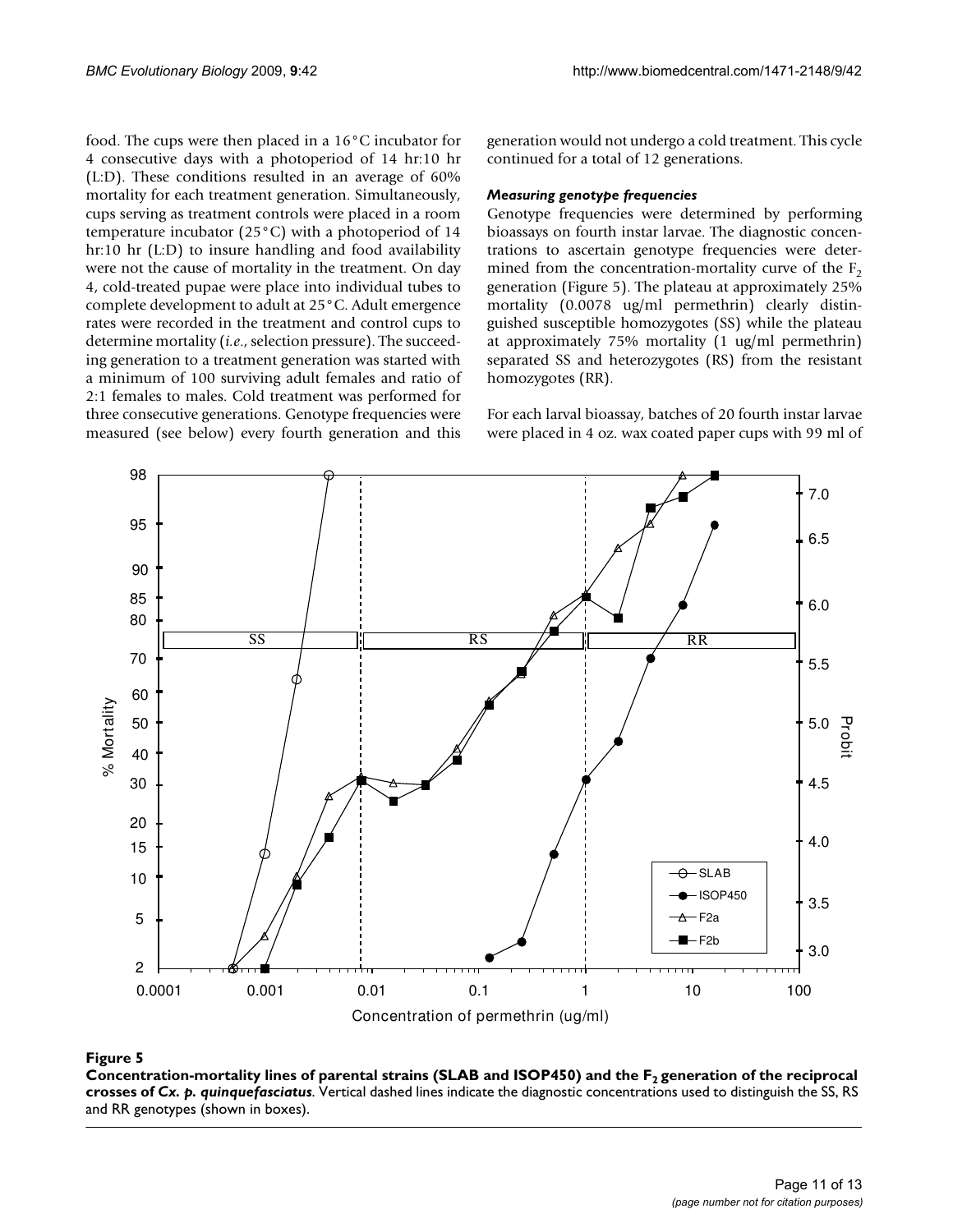food. The cups were then placed in a 16°C incubator for 4 consecutive days with a photoperiod of 14 hr:10 hr (L:D). These conditions resulted in an average of 60% mortality for each treatment generation. Simultaneously, cups serving as treatment controls were placed in a room temperature incubator (25°C) with a photoperiod of 14 hr:10 hr (L:D) to insure handling and food availability were not the cause of mortality in the treatment. On day 4, cold-treated pupae were place into individual tubes to complete development to adult at 25°C. Adult emergence rates were recorded in the treatment and control cups to determine mortality (*i.e.*, selection pressure). The succeeding generation to a treatment generation was started with a minimum of 100 surviving adult females and ratio of 2:1 females to males. Cold treatment was performed for three consecutive generations. Genotype frequencies were measured (see below) every fourth generation and this generation would not undergo a cold treatment. This cycle continued for a total of 12 generations.

### *Measuring genotype frequencies*

Genotype frequencies were determined by performing bioassays on fourth instar larvae. The diagnostic concentrations to ascertain genotype frequencies were determined from the concentration-mortality curve of the $F_2$ generation (Figure 5). The plateau at approximately 25% mortality (0.0078 ug/ml permethrin) clearly distinguished susceptible homozygotes (SS) while the plateau at approximately 75% mortality (1 ug/ml permethrin) separated SS and heterozygotes (RS) from the resistant homozygotes (RR).

For each larval bioassay, batches of 20 fourth instar larvae were placed in 4 oz. wax coated paper cups with 99 ml of

**Figure 5**

**Concentration-mortality lines of parental strains (SLAB and ISOP450) and the $F_2$ generation of the reciprocal crosses of *Cx. p. quinquefasciatus*.** Vertical dashed lines indicate the diagnostic concentrations used to distinguish the SS, RS and RR genotypes (shown in boxes).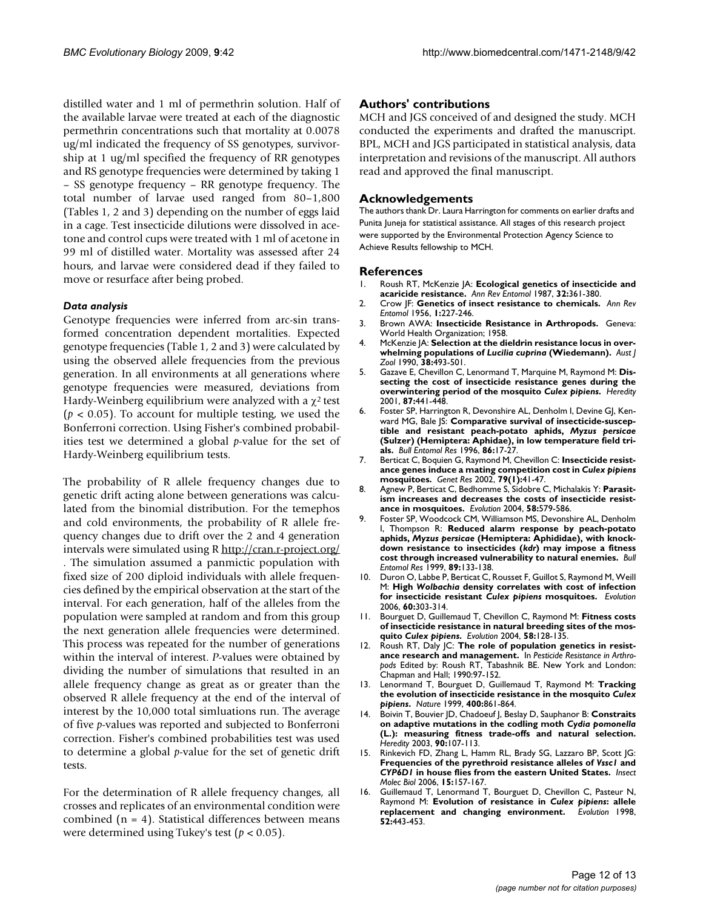distilled water and 1 ml of permethrin solution. Half of the available larvae were treated at each of the diagnostic permethrin concentrations such that mortality at 0.0078 ug/ml indicated the frequency of SS genotypes, survivorship at 1 ug/ml specified the frequency of RR genotypes and RS genotype frequencies were determined by taking 1 – SS genotype frequency – RR genotype frequency. The total number of larvae used ranged from 80–1,800 (Tables 1, 2 and 3) depending on the number of eggs laid in a cage. Test insecticide dilutions were dissolved in acetone and control cups were treated with 1 ml of acetone in 99 ml of distilled water. Mortality was assessed after 24 hours, and larvae were considered dead if they failed to move or resurface after being probed.

### *Data analysis*

Genotype frequencies were inferred from arc-sin transformed concentration dependent mortalities. Expected genotype frequencies (Table 1, 2 and 3) were calculated by using the observed allele frequencies from the previous generation. In all environments at all generations where genotype frequencies were measured, deviations from Hardy-Weinberg equilibrium were analyzed with a $\chi^2$ test ($p < 0.05$). To account for multiple testing, we used the Bonferroni correction. Using Fisher's combined probabilities test we determined a global *p*-value for the set of Hardy-Weinberg equilibrium tests.

The probability of R allele frequency changes due to genetic drift acting alone between generations was calculated from the binomial distribution. For the temephos and cold environments, the probability of R allele frequency changes due to drift over the 2 and 4 generation intervals were simulated using R http://cran.r-project.org/ . The simulation assumed a panmictic population with fixed size of 200 diploid individuals with allele frequencies defined by the empirical observation at the start of the interval. For each generation, half of the alleles from the population were sampled at random and from this group the next generation allele frequencies were determined. This process was repeated for the number of generations within the interval of interest. *P*-values were obtained by dividing the number of simulations that resulted in an allele frequency change as great as or greater than the observed R allele frequency at the end of the interval of interest by the 10,000 total simluations run. The average of five *p*-values was reported and subjected to Bonferroni correction. Fisher's combined probabilities test was used to determine a global *p*-value for the set of genetic drift tests.

For the determination of R allele frequency changes, all crosses and replicates of an environmental condition were combined (n = 4). Statistical differences between means were determined using Tukey's test ($p < 0.05$).

## Authors' contributions

MCH and JGS conceived of and designed the study. MCH conducted the experiments and drafted the manuscript. BPL, MCH and JGS participated in statistical analysis, data interpretation and revisions of the manuscript. All authors read and approved the final manuscript.

## Acknowledgements

The authors thank Dr. Laura Harrington for comments on earlier drafts and Punita Juneja for statistical assistance. All stages of this research project were supported by the Environmental Protection Agency Science to Achieve Results fellowship to MCH.

## References

1. Roush RT, McKenzie JA: **Ecological genetics of insecticide and acaricide resistance.** *Ann Rev Entomol* 1987, **32:**361-380.
2. Crow JF: **Genetics of insect resistance to chemicals.** *Ann Rev Entomol* 1956, **1:**227-246.
3. Brown AWA: **Insecticide Resistance in Arthropods.** Geneva: World Health Organization; 1958.
4. McKenzie JA: **Selection at the dieldrin resistance locus in overwhelming populations of *Lucilia cuprina* (Wiedemann).** *Aust J Zool* 1990, **38:**493-501.
5. Gazave E, Chevillon C, Lenormand T, Marquine M, Raymond M: **Dissecting the cost of insecticide resistance genes during the overwintering period of the mosquito *Culex pipiens*.** *Heredity* 2001, **87:**441-448.
6. Foster SP, Harrington R, Devonshire AL, Denholm I, Devine GJ, Kenward MG, Bale JS: **Comparative survival of insecticide-susceptible and resistant peach-potato aphids, *Myzus persicae* (Sulzer) (Hemiptera: Aphidae), in low temperature field trials.** *Bull Entomol Res* 1996, **86:**17-27.
7. Berticat C, Boquien G, Raymond M, Chevillon C: **Insecticide resistance genes induce a mating competition cost in *Culex pipiens* mosquitoes.** *Genet Res* 2002, **79(1):**41-47.
8. Agnew P, Berticat C, Bedhomme S, Sidobre C, Michalakis Y: **Parasitism increases and decreases the costs of insecticide resistance in mosquitoes.** *Evolution* 2004, **58:**579-586.
9. Foster SP, Woodcock CM, Williamson MS, Devonshire AL, Denholm I, Thompson R: **Reduced alarm response by peach-potato aphids, *Myzus persicae* (Hemiptera: Aphididae), with knockdown resistance to insecticides (*kdr*) may impose a fitness cost through increased vulnerability to natural enemies.** *Bull Entomol Res* 1999, **89:**133-138.
10. Duron O, Labbe P, Berticat C, Rousset F, Guillot S, Raymond M, Weill M: **High *Wolbachia* density correlates with cost of infection for insecticide resistant *Culex pipiens* mosquitoes.** *Evolution* 2006, **60:**303-314.
11. Bourguet D, Guillemaud T, Chevillon C, Raymond M: **Fitness costs of insecticide resistance in natural breeding sites of the mosquito *Culex pipiens*.** *Evolution* 2004, **58:**128-135.
12. Roush RT, Daly JC: **The role of population genetics in resistance research and management.** In *Pesticide Resistance in Arthropods* Edited by: Roush RT, Tabashnik BE. New York and London: Chapman and Hall; 1990:97-152.
13. Lenormand T, Bourguet D, Guillemaud T, Raymond M: **Tracking the evolution of insecticide resistance in the mosquito *Culex pipiens*.** *Nature* 1999, **400:**861-864.
14. Boivin T, Bouvier JD, Chadoeuf J, Beslay D, Sauphanor B: **Constraits on adaptive mutations in the codling moth *Cydia pomonella* (L.): measuring fitness trade-offs and natural selection.** *Heredity* 2003, **90:**107-113.
15. Rinkevich FD, Zhang L, Hamm RL, Brady SG, Lazzaro BP, Scott JG: **Frequencies of the pyrethroid resistance alleles of *Vssc1* and *CYP6D1* in house flies from the eastern United States.** *Insect Molec Biol* 2006, **15:**157-167.
16. Guillemaud T, Lenormand T, Bourguet D, Chevillon C, Pasteur N, Raymond M: **Evolution of resistance in *Culex pipiens*: allele replacement and changing environment.** *Evolution* 1998, **52:**443-453.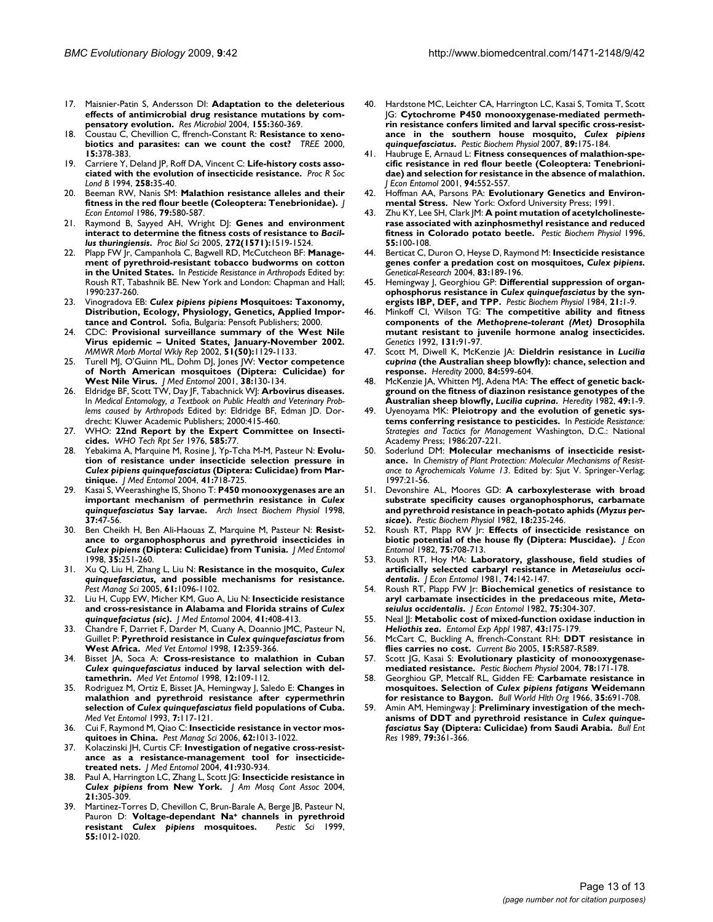17. Maisnier-Patin S, Andersson DI: **Adaptation to the deleterious effects of antimicrobial drug resistance mutations by compensatory evolution.** *Res Microbiol* 2004, **155:**360-369.
18. Coustau C, Chevillion C, ffrench-Constant R: **Resistance to xenobiotics and parasites: can we count the cost?** *TREE* 2000, **15:**378-383.
19. Carriere Y, Deland JP, Roff DA, Vincent C: **Life-history costs associated with the evolution of insecticide resistance.** *Proc R Soc Lond B* 1994, **258:**35-40.
20. Beeman RW, Nanis SM: **Malathion resistance alleles and their fitness in the red flour beetle (Coleoptera: Tenebrionidae).** *J Econ Entomol* 1986, **79:**580-587.
21. Raymond B, Sayyed AH, Wright DJ: **Genes and environment interact to determine the fitness costs of resistance to *Bacillus thuringiensis*.** *Proc Biol Sci* 2005, **272(1571):**1519-1524.
22. Plapp FW Jr, Campanhola C, Bagwell RD, McCutcheon BF: **Management of pyrethroid-resistant tobacco budworms on cotton in the United States.** In *Pesticide Resistance in Arthropods* Edited by: Roush RT, Tabashnik BE. New York and London: Chapman and Hall; 1990:237-260.
23. Vinogradova EB: ***Culex pipiens pipiens* Mosquitoes: Taxonomy, Distribution, Ecology, Physiology, Genetics, Applied Importance and Control.** Sofia, Bulgaria: Pensoft Publishers; 2000.
24. CDC: **Provisional surveillance summary of the West Nile Virus epidemic – United States, January-November 2002.** *MMWR Morb Mortal Wkly Rep* 2002, **51(50):**1129-1133.
25. Turell MJ, O'Guinn ML, Dohm DJ, Jones JW: **Vector competence of North American mosquitoes (Diptera: Culicidae) for West Nile Virus.** *J Med Entomol* 2001, **38:**130-134.
26. Eldridge BF, Scott TW, Day JF, Tabachnick WJ: **Arbovirus diseases.** In *Medical Entomology, a Textbook on Public Health and Veterinary Problems caused by Arthropods* Edited by: Eldridge BF, Edman JD. Dordrecht: Kluwer Academic Publishers; 2000:415-460.
27. WHO: **22nd Report by the Expert Committee on Insecticides.** *WHO Tech Rpt Ser* 1976, **585:**77.
28. Yebakima A, Marquine M, Rosine J, Yp-Tcha M-M, Pasteur N: **Evolution of resistance under insecticide selection pressure in *Culex pipiens quinquefasciatus* (Diptera: Culicidae) from Martinique.** *J Med Entomol* 2004, **41:**718-725.
29. Kasai S, Weerashinghe IS, Shono T: **P450 monooxygenases are an important mechanism of permethrin resistance in *Culex quinquefasciatus* Say larvae.** *Arch Insect Biochem Physiol* 1998, **37:**47-56.
30. Ben Cheikh H, Ben Ali-Haouas Z, Marquine M, Pasteur N: **Resistance to organophosphorus and pyrethroid insecticides in *Culex pipiens* (Diptera: Culicidae) from Tunisia.** *J Med Entomol* 1998, **35:**251-260.
31. Xu Q, Liu H, Zhang L, Liu N: **Resistance in the mosquito, *Culex quinquefasciatus*, and possible mechanisms for resistance.** *Pest Manag Sci* 2005, **61:**1096-1102.
32. Liu H, Cupp EW, Micher KM, Guo A, Liu N: **Insecticide resistance and cross-resistance in Alabama and Florida strains of *Culex quinquefaciatus (sic)*.** *J Med Entomol* 2004, **41:**408-413.
33. Chandre F, Darriet F, Darder M, Cuany A, Doannio JMC, Pasteur N, Guillet P: **Pyrethroid resistance in *Culex quinquefasciatus* from West Africa.** *Med Vet Entomol* 1998, **12:**359-366.
34. Bisset JA, Soca A: **Cross-resistance to malathion in Cuban *Culex quinquefasciatus* induced by larval selection with deltamethrin.** *Med Vet Entomol* 1998, **12:**109-112.
35. Rodriguez M, Ortiz E, Bisset JA, Hemingway J, Saledo E: **Changes in malathion and pyrethroid resistance after cypermethrin selection of *Culex quinquefasciatus* field populations of Cuba.** *Med Vet Entomol* 1993, **7:**117-121.
36. Cui F, Raymond M, Qiao C: **Insecticide resistance in vector mosquitoes in China.** *Pest Manag Sci* 2006, **62:**1013-1022.
37. Kolaczinski JH, Curtis CF: **Investigation of negative cross-resistance as a resistance-management tool for insecticide-treated nets.** *J Med Entomol* 2004, **41:**930-934.
38. Paul A, Harrington LC, Zhang L, Scott JG: **Insecticide resistance in *Culex pipiens* from New York.** *J Am Mosq Cont Assoc* 2004, **21:**305-309.
39. Martinez-Torres D, Chevillon C, Brun-Barale A, Berge JB, Pasteur N, Pauron D: **Voltage-dependant Na+ channels in pyrethroid resistant *Culex pipiens* mosquitoes.** *Pestic Sci* 1999, **55:**1012-1020.
40. Hardstone MC, Leichter CA, Harrington LC, Kasai S, Tomita T, Scott JG: **Cytochrome P450 monooxygenase-mediated permethrin resistance confers limited and larval specific cross-resistance in the southern house mosquito, *Culex pipiens quinquefasciatus*.** *Pestic Biochem Physiol* 2007, **89:**175-184.
41. Haubruge E, Arnaud L: **Fitness consequences of malathion-specific resistance in red flour beetle (Coleoptera: Tenebrionidae) and selection for resistance in the absence of malathion.** *J Econ Entomol* 2001, **94:**552-557.
42. Hoffman AA, Parsons PA: **Evolutionary Genetics and Environmental Stress.** New York: Oxford University Press; 1991.
43. Zhu KY, Lee SH, Clark JM: **A point mutation of acetylcholinesterase associated with azinphosmethyl resistance and reduced fitness in Colorado potato beetle.** *Pestic Biochem Physiol* 1996, **55:**100-108.
44. Berticat C, Duron O, Heyse D, Raymond M: **Insecticide resistance genes confer a predation cost on mosquitoes, *Culex pipiens*.** *Genetical-Research* 2004, **83:**189-196.
45. Hemingway J, Georghiou GP: **Differential suppression of organophosphorus resistance in *Culex quinquefasciatus* by the synergists IBP, DEF, and TPP.** *Pestic Biochem Physiol* 1984, **21:**1-9.
46. Minkoff CI, Wilson TG: **The competitive ability and fitness components of the *Methoprene-tolerant (Met)* Drosophila mutant resistant to juvenile hormone analog insecticides.** *Genetics* 1992, **131:**91-97.
47. Scott M, Diwell K, McKenzie JA: **Dieldrin resistance in *Lucilia cuprina* (the Australian sheep blowfly): chance, selection and response.** *Heredity* 2000, **84:**599-604.
48. McKenzie JA, Whitten MJ, Adena MA: **The effect of genetic background on the fitness of diazinon resistance genotypes of the Australian sheep blowfly, *Lucilia cuprina*.** *Heredity* 1982, **49:**1-9.
49. Uyenoyama MK: **Pleiotropy and the evolution of genetic systems conferring resistance to pesticides.** In *Pesticide Resistance: Strategies and Tactics for Management* Washington, D.C.: National Academy Press; 1986:207-221.
50. Soderlund DM: **Molecular mechanisms of insecticide resistance.** In *Chemistry of Plant Protection: Molecular Mechanisms of Resistance to Agrochemicals Volume 13*. Edited by: Sjut V. Springer-Verlag; 1997:21-56.
51. Devonshire AL, Moores GD: **A carboxylesterase with broad substrate specificity causes organophosphorus, carbamate and pyrethroid resistance in peach-potato aphids (*Myzus persicae*).** *Pestic Biochem Physiol* 1982, **18:**235-246.
52. Roush RT, Plapp RW Jr: **Effects of insecticide resistance on biotic potential of the house fly (Diptera: Muscidae).** *J Econ Entomol* 1982, **75:**708-713.
53. Roush RT, Hoy MA: **Laboratory, glasshouse, field studies of artificially selected carbaryl resistance in *Metaseiulus occidentalis*.** *J Econ Entomol* 1981, **74:**142-147.
54. Roush RT, Plapp FW Jr: **Biochemical genetics of resistance to aryl carbamate insecticides in the predaceous mite, *Metaseiulus occidentalis*.** *J Econ Entomol* 1982, **75:**304-307.
55. Neal JJ: **Metabolic cost of mixed-function oxidase induction in *Heliothis zea*.** *Entomol Exp Appl* 1987, **43:**175-179.
56. McCart C, Buckling A, ffrench-Constant RH: **DDT resistance in flies carries no cost.** *Current Bio* 2005, **15:**R587-R589.
57. Scott JG, Kasai S: **Evolutionary plasticity of monooxygenase-mediated resistance.** *Pestic Biochem Physiol* 2004, **78:**171-178.
58. Georghiou GP, Metcalf RL, Gidden FE: **Carbamate resistance in mosquitoes. Selection of *Culex pipiens fatigans* Weidemann for resistance to Baygon.** *Bull World Hlth Org* 1966, **35:**691-708.
59. Amin AM, Hemingway J: **Preliminary investigation of the mechanisms of DDT and pyrethroid resistance in *Culex quinquefasciatus* Say (Diptera: Culicidae) from Saudi Arabia.** *Bull Ent Res* 1989, **79:**361-366.